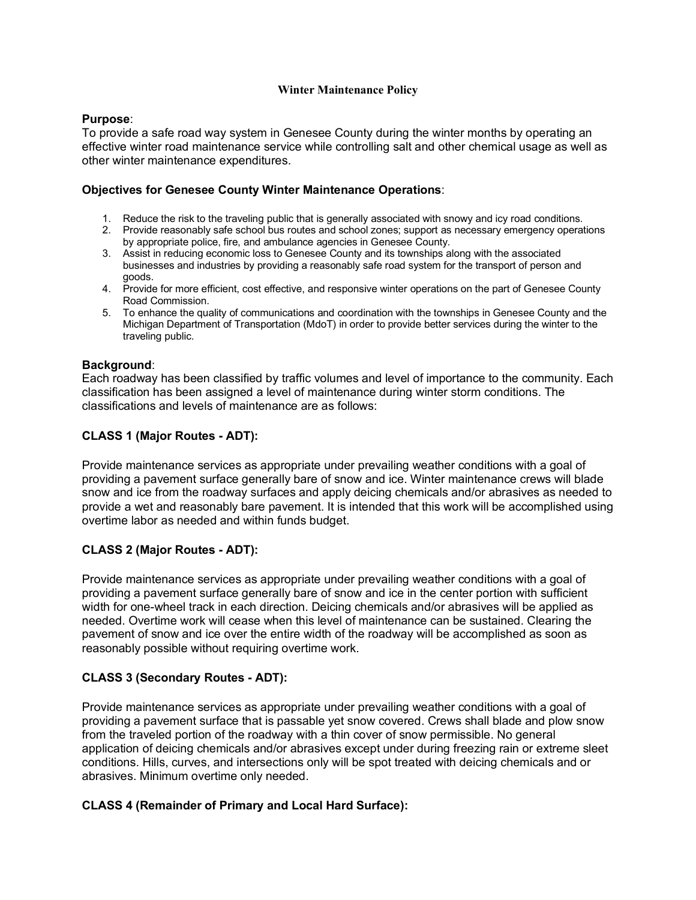# Winter Maintenance Policy

**Purpose**:
To provide a safe road way system in Genesee County during the winter months by operating an effective winter road maintenance service while controlling salt and other chemical usage as well as other winter maintenance expenditures.

**Objectives for Genesee County Winter Maintenance Operations**:

1. Reduce the risk to the traveling public that is generally associated with snowy and icy road conditions.
2. Provide reasonably safe school bus routes and school zones; support as necessary emergency operations by appropriate police, fire, and ambulance agencies in Genesee County.
3. Assist in reducing economic loss to Genesee County and its townships along with the associated businesses and industries by providing a reasonably safe road system for the transport of person and goods.
4. Provide for more efficient, cost effective, and responsive winter operations on the part of Genesee County Road Commission.
5. To enhance the quality of communications and coordination with the townships in Genesee County and the Michigan Department of Transportation (MdoT) in order to provide better services during the winter to the traveling public.

**Background**:
Each roadway has been classified by traffic volumes and level of importance to the community. Each classification has been assigned a level of maintenance during winter storm conditions. The classifications and levels of maintenance are as follows:

**CLASS 1 (Major Routes - ADT):**

Provide maintenance services as appropriate under prevailing weather conditions with a goal of providing a pavement surface generally bare of snow and ice. Winter maintenance crews will blade snow and ice from the roadway surfaces and apply deicing chemicals and/or abrasives as needed to provide a wet and reasonably bare pavement. It is intended that this work will be accomplished using overtime labor as needed and within funds budget.

**CLASS 2 (Major Routes - ADT):**

Provide maintenance services as appropriate under prevailing weather conditions with a goal of providing a pavement surface generally bare of snow and ice in the center portion with sufficient width for one-wheel track in each direction. Deicing chemicals and/or abrasives will be applied as needed. Overtime work will cease when this level of maintenance can be sustained. Clearing the pavement of snow and ice over the entire width of the roadway will be accomplished as soon as reasonably possible without requiring overtime work.

**CLASS 3 (Secondary Routes - ADT):**

Provide maintenance services as appropriate under prevailing weather conditions with a goal of providing a pavement surface that is passable yet snow covered. Crews shall blade and plow snow from the traveled portion of the roadway with a thin cover of snow permissible. No general application of deicing chemicals and/or abrasives except under during freezing rain or extreme sleet conditions. Hills, curves, and intersections only will be spot treated with deicing chemicals and or abrasives. Minimum overtime only needed.

**CLASS 4 (Remainder of Primary and Local Hard Surface):**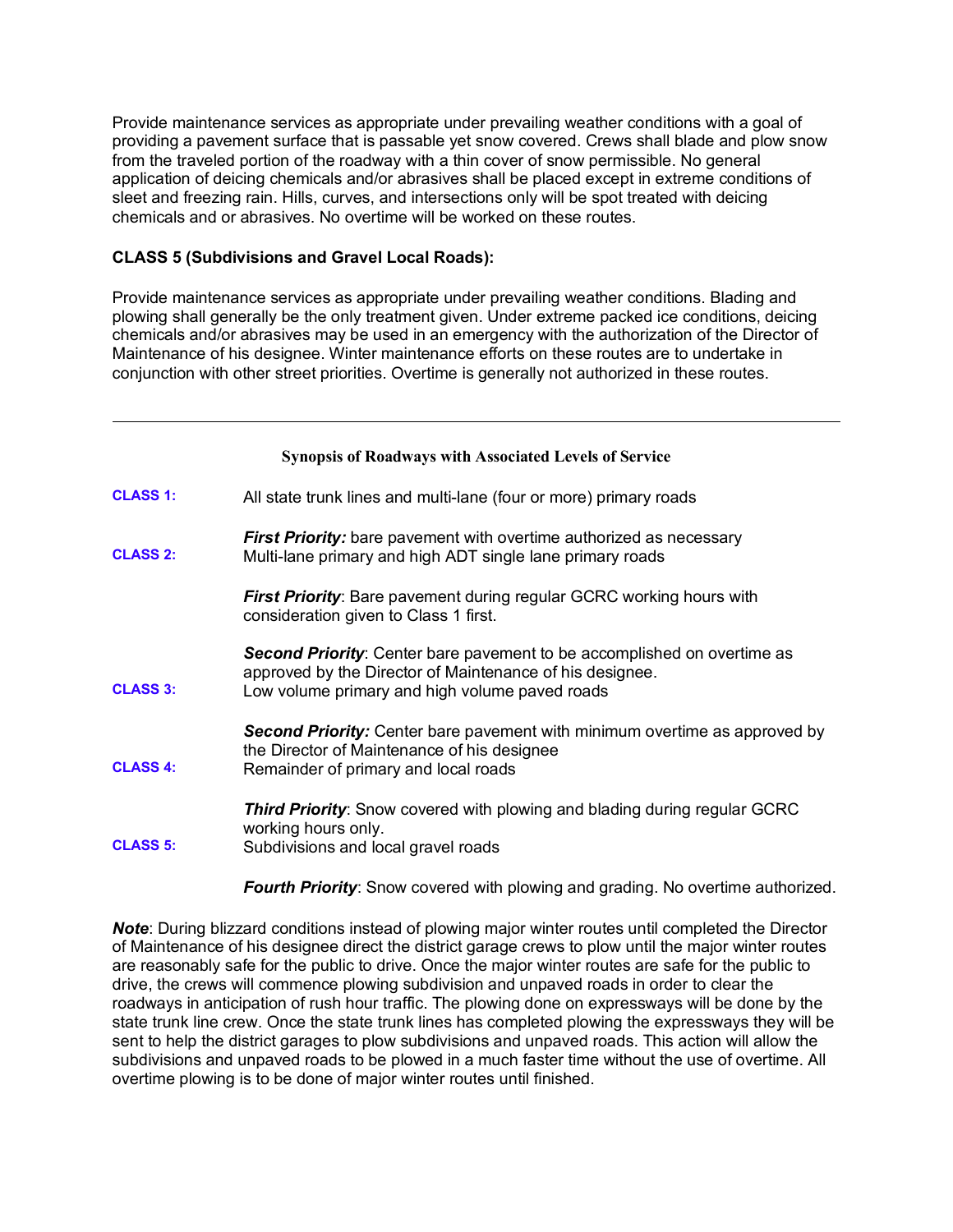Provide maintenance services as appropriate under prevailing weather conditions with a goal of providing a pavement surface that is passable yet snow covered. Crews shall blade and plow snow from the traveled portion of the roadway with a thin cover of snow permissible. No general application of deicing chemicals and/or abrasives shall be placed except in extreme conditions of sleet and freezing rain. Hills, curves, and intersections only will be spot treated with deicing chemicals and or abrasives. No overtime will be worked on these routes.

**CLASS 5 (Subdivisions and Gravel Local Roads):**

Provide maintenance services as appropriate under prevailing weather conditions. Blading and plowing shall generally be the only treatment given. Under extreme packed ice conditions, deicing chemicals and/or abrasives may be used in an emergency with the authorization of the Director of Maintenance of his designee. Winter maintenance efforts on these routes are to undertake in conjunction with other street priorities. Overtime is generally not authorized in these routes.

---

**Synopsis of Roadways with Associated Levels of Service**

**CLASS 1:** All state trunk lines and multi-lane (four or more) primary roads

***First Priority:*** bare pavement with overtime authorized as necessary

**CLASS 2:** Multi-lane primary and high ADT single lane primary roads

***First Priority***: Bare pavement during regular GCRC working hours with consideration given to Class 1 first.

***Second Priority***: Center bare pavement to be accomplished on overtime as approved by the Director of Maintenance of his designee.

**CLASS 3:** Low volume primary and high volume paved roads

***Second Priority:*** Center bare pavement with minimum overtime as approved by the Director of Maintenance of his designee

**CLASS 4:** Remainder of primary and local roads

***Third Priority***: Snow covered with plowing and blading during regular GCRC working hours only.

**CLASS 5:** Subdivisions and local gravel roads

***Fourth Priority***: Snow covered with plowing and grading. No overtime authorized.

***Note***: During blizzard conditions instead of plowing major winter routes until completed the Director of Maintenance of his designee direct the district garage crews to plow until the major winter routes are reasonably safe for the public to drive. Once the major winter routes are safe for the public to drive, the crews will commence plowing subdivision and unpaved roads in order to clear the roadways in anticipation of rush hour traffic. The plowing done on expressways will be done by the state trunk line crew. Once the state trunk lines has completed plowing the expressways they will be sent to help the district garages to plow subdivisions and unpaved roads. This action will allow the subdivisions and unpaved roads to be plowed in a much faster time without the use of overtime. All overtime plowing is to be done of major winter routes until finished.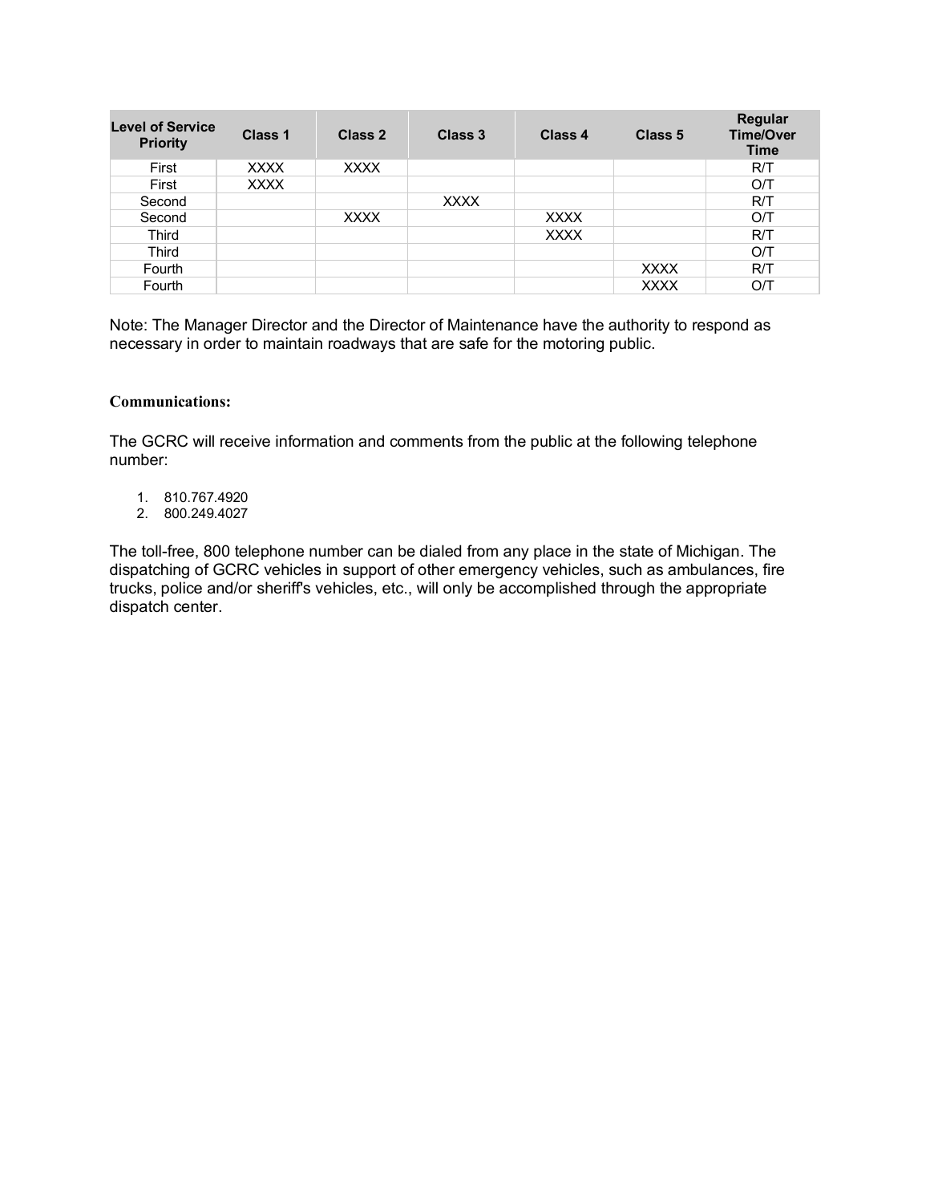| Level of Service Priority | Class 1 | Class 2 | Class 3 | Class 4 | Class 5 | Regular Time/Over Time |
|---|---|---|---|---|---|---|
| First | XXXX | XXXX | | | | R/T |
| First | XXXX | | | | | O/T |
| Second | | | XXXX | | | R/T |
| Second | | XXXX | | XXXX | | O/T |
| Third | | | | XXXX | | R/T |
| Third | | | | | | O/T |
| Fourth | | | | | XXXX | R/T |
| Fourth | | | | | XXXX | O/T |

Note: The Manager Director and the Director of Maintenance have the authority to respond as necessary in order to maintain roadways that are safe for the motoring public.

**Communications:**

The GCRC will receive information and comments from the public at the following telephone number:

1. 810.767.4920
2. 800.249.4027

The toll-free, 800 telephone number can be dialed from any place in the state of Michigan. The dispatching of GCRC vehicles in support of other emergency vehicles, such as ambulances, fire trucks, police and/or sheriff's vehicles, etc., will only be accomplished through the appropriate dispatch center.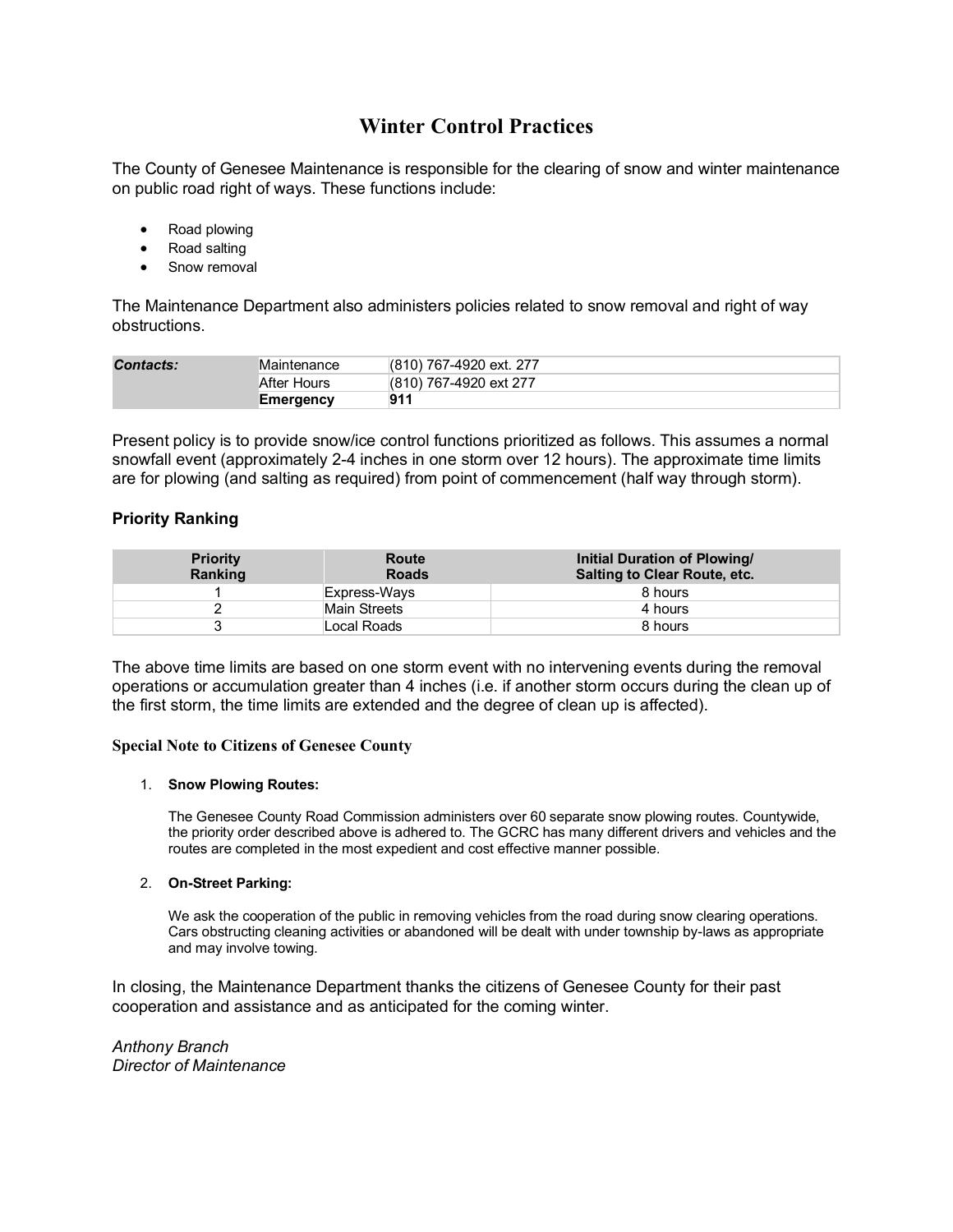# Winter Control Practices

The County of Genesee Maintenance is responsible for the clearing of snow and winter maintenance on public road right of ways. These functions include:

- Road plowing
- Road salting
- Snow removal

The Maintenance Department also administers policies related to snow removal and right of way obstructions.

| ***Contacts:*** | Maintenance | (810) 767-4920 ext. 277 |
|---|---|---|
| | After Hours | (810) 767-4920 ext 277 |
| | **Emergency** | **911** |

Present policy is to provide snow/ice control functions prioritized as follows. This assumes a normal snowfall event (approximately 2-4 inches in one storm over 12 hours). The approximate time limits are for plowing (and salting as required) from point of commencement (half way through storm).

### Priority Ranking

| Priority Ranking | Route Roads | Initial Duration of Plowing/ Salting to Clear Route, etc. |
|---|---|---|
| 1 | Express-Ways | 8 hours |
| 2 | Main Streets | 4 hours |
| 3 | Local Roads | 8 hours |

The above time limits are based on one storm event with no intervening events during the removal operations or accumulation greater than 4 inches (i.e. if another storm occurs during the clean up of the first storm, the time limits are extended and the degree of clean up is affected).

#### Special Note to Citizens of Genesee County

1. **Snow Plowing Routes:**

   The Genesee County Road Commission administers over 60 separate snow plowing routes. Countywide, the priority order described above is adhered to. The GCRC has many different drivers and vehicles and the routes are completed in the most expedient and cost effective manner possible.

2. **On-Street Parking:**

   We ask the cooperation of the public in removing vehicles from the road during snow clearing operations. Cars obstructing cleaning activities or abandoned will be dealt with under township by-laws as appropriate and may involve towing.

In closing, the Maintenance Department thanks the citizens of Genesee County for their past cooperation and assistance and as anticipated for the coming winter.

*Anthony Branch*
*Director of Maintenance*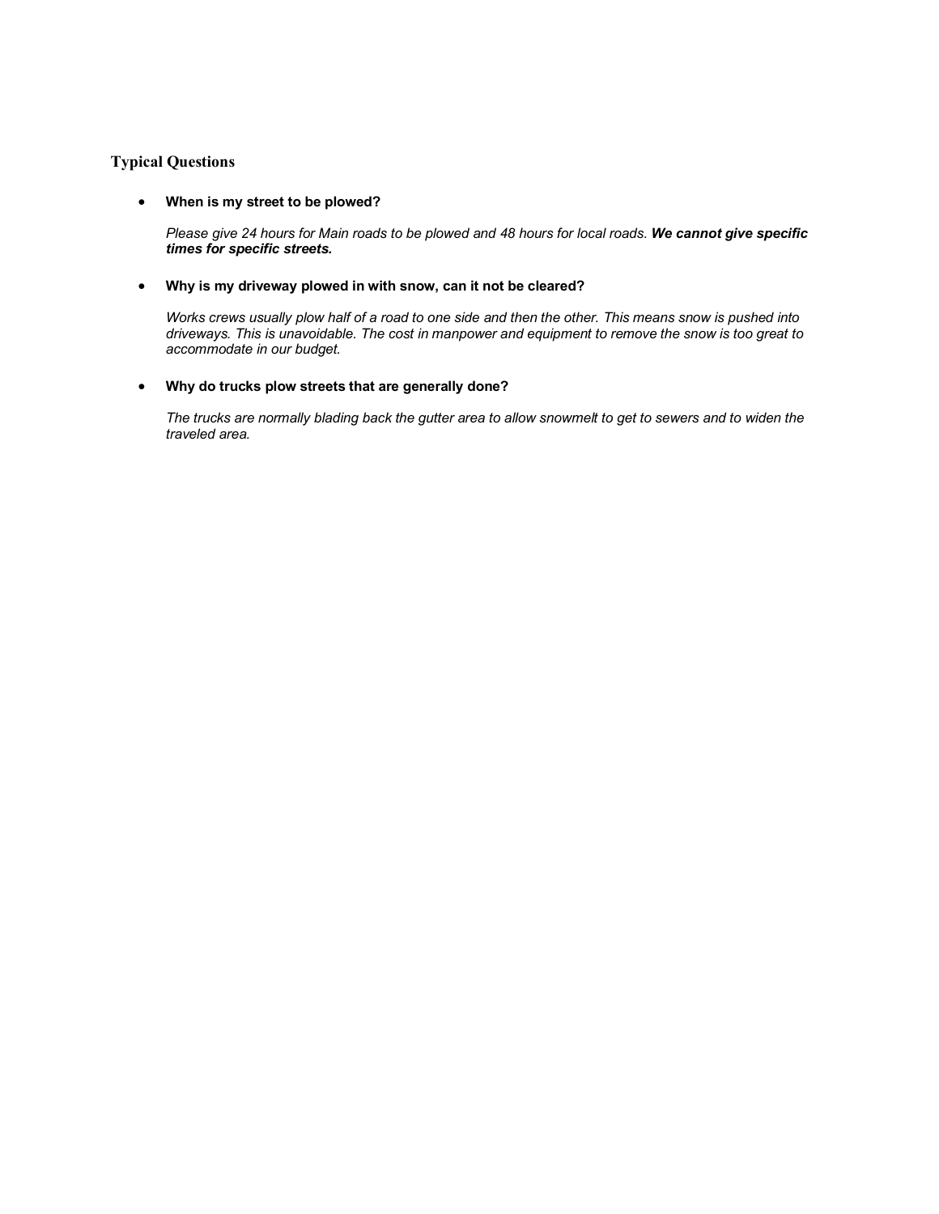## Typical Questions

- **When is my street to be plowed?**

  *Please give 24 hours for Main roads to be plowed and 48 hours for local roads.* ***We cannot give specific times for specific streets.***

- **Why is my driveway plowed in with snow, can it not be cleared?**

  *Works crews usually plow half of a road to one side and then the other. This means snow is pushed into driveways. This is unavoidable. The cost in manpower and equipment to remove the snow is too great to accommodate in our budget.*

- **Why do trucks plow streets that are generally done?**

  *The trucks are normally blading back the gutter area to allow snowmelt to get to sewers and to widen the traveled area.*